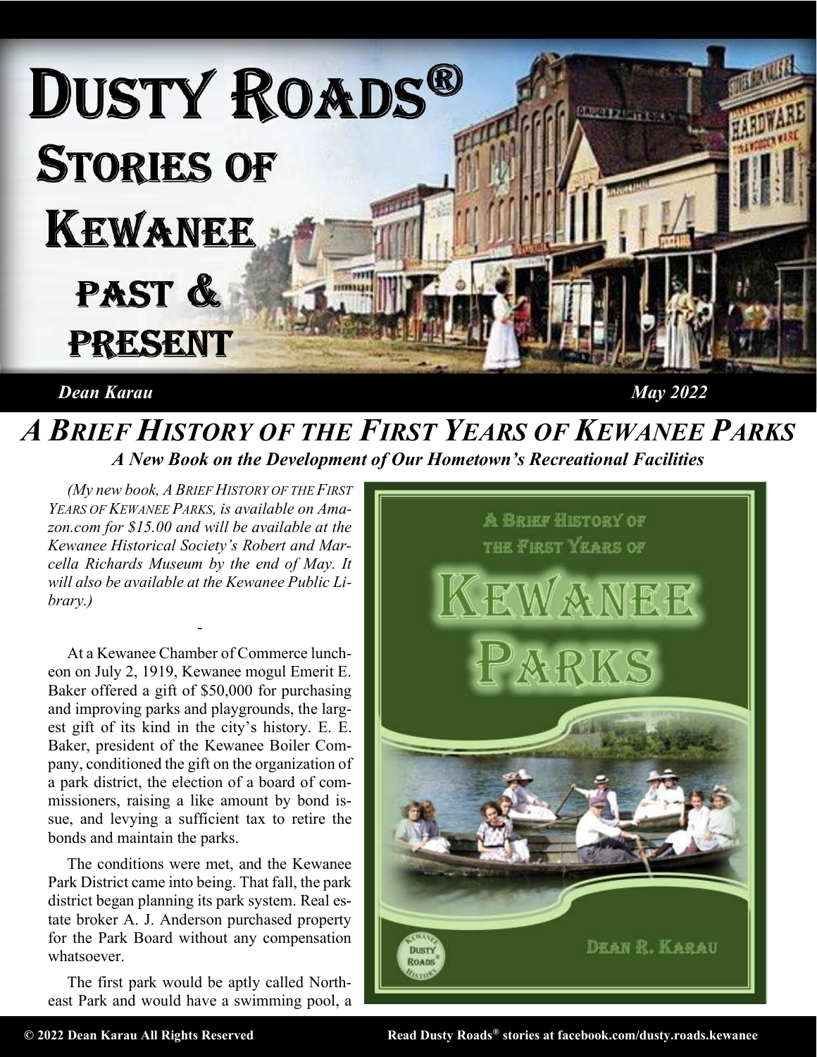# Dusty Roads® Stories of Kewanee Past & Present

*Dean Karau* *May 2022*

## *A Brief History of the First Years of Kewanee Parks*

### *A New Book on the Development of Our Hometown's Recreational Facilities*

*(My new book, A BRIEF HISTORY OF THE FIRST YEARS OF KEWANEE PARKS, is available on Amazon.com for $15.00 and will be available at the Kewanee Historical Society's Robert and Marcella Richards Museum by the end of May. It will also be available at the Kewanee Public Library.)*

-

At a Kewanee Chamber of Commerce luncheon on July 2, 1919, Kewanee mogul Emerit E. Baker offered a gift of $50,000 for purchasing and improving parks and playgrounds, the largest gift of its kind in the city's history. E. E. Baker, president of the Kewanee Boiler Company, conditioned the gift on the organization of a park district, the election of a board of commissioners, raising a like amount by bond issue, and levying a sufficient tax to retire the bonds and maintain the parks.

The conditions were met, and the Kewanee Park District came into being. That fall, the park district began planning its park system. Real estate broker A. J. Anderson purchased property for the Park Board without any compensation whatsoever.

The first park would be aptly called Northeast Park and would have a swimming pool, a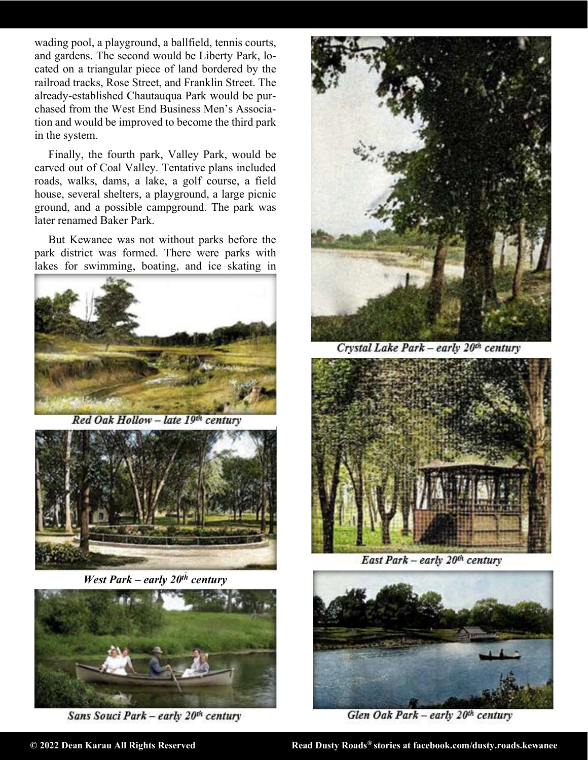wading pool, a playground, a ballfield, tennis courts, and gardens. The second would be Liberty Park, located on a triangular piece of land bordered by the railroad tracks, Rose Street, and Franklin Street. The already-established Chautauqua Park would be purchased from the West End Business Men's Association and would be improved to become the third park in the system.

Finally, the fourth park, Valley Park, would be carved out of Coal Valley. Tentative plans included roads, walks, dams, a lake, a golf course, a field house, several shelters, a playground, a large picnic ground, and a possible campground. The park was later renamed Baker Park.

But Kewanee was not without parks before the park district was formed. There were parks with lakes for swimming, boating, and ice skating in

*Red Oak Hollow – late 19th century*

*West Park – early 20th century*

*Sans Souci Park – early 20th century*

*Crystal Lake Park – early 20th century*

*East Park – early 20th century*

*Glen Oak Park – early 20th century*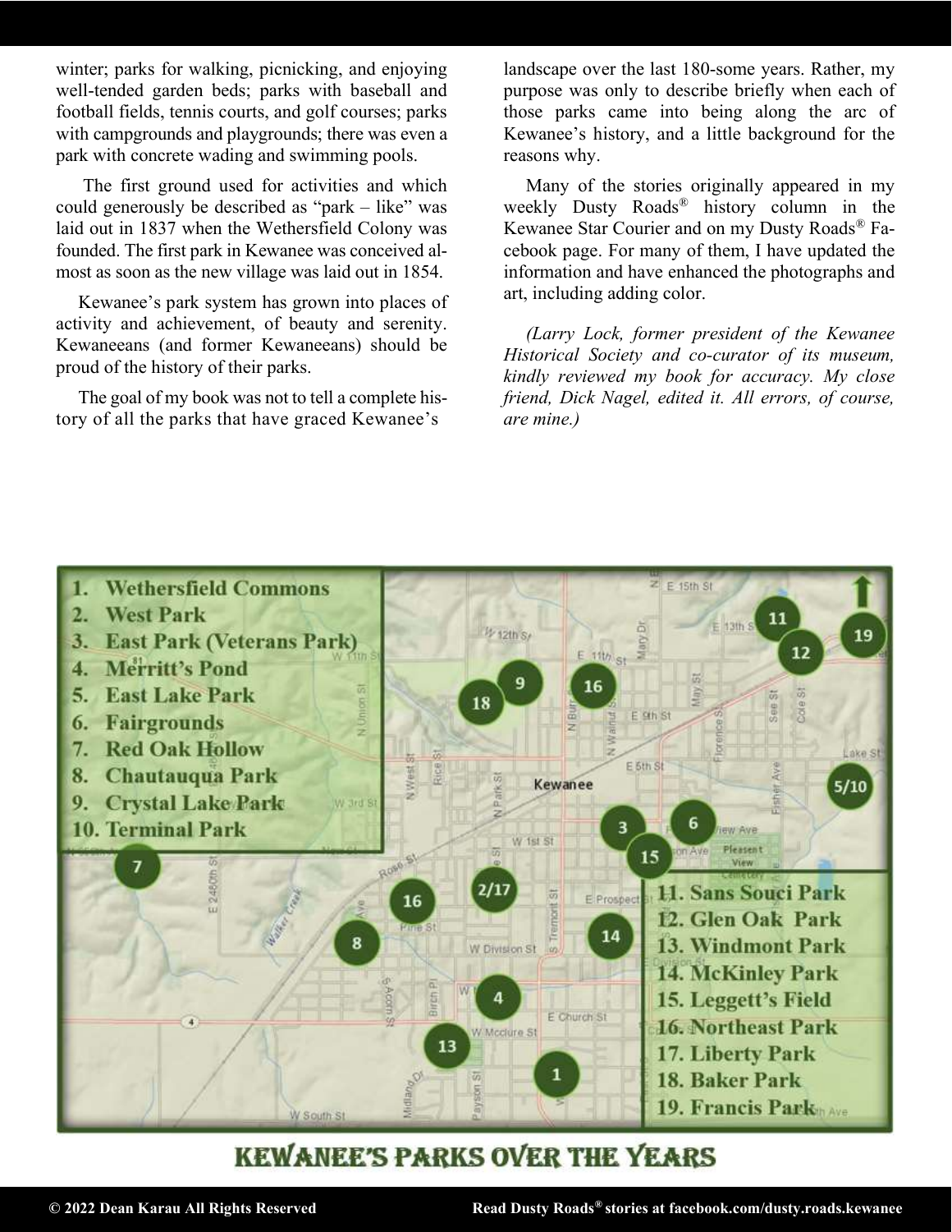winter; parks for walking, picnicking, and enjoying well-tended garden beds; parks with baseball and football fields, tennis courts, and golf courses; parks with campgrounds and playgrounds; there was even a park with concrete wading and swimming pools.

The first ground used for activities and which could generously be described as "park – like" was laid out in 1837 when the Wethersfield Colony was founded. The first park in Kewanee was conceived almost as soon as the new village was laid out in 1854.

Kewanee's park system has grown into places of activity and achievement, of beauty and serenity. Kewaneeans (and former Kewaneeans) should be proud of the history of their parks.

The goal of my book was not to tell a complete history of all the parks that have graced Kewanee's landscape over the last 180-some years. Rather, my purpose was only to describe briefly when each of those parks came into being along the arc of Kewanee's history, and a little background for the reasons why.

Many of the stories originally appeared in my weekly Dusty Roads® history column in the Kewanee Star Courier and on my Dusty Roads® Facebook page. For many of them, I have updated the information and have enhanced the photographs and art, including adding color.

*(Larry Lock, former president of the Kewanee Historical Society and co-curator of its museum, kindly reviewed my book for accuracy. My close friend, Dick Nagel, edited it. All errors, of course, are mine.)*

1. Wethersfield Commons
2. West Park
3. East Park (Veterans Park)
4. Merritt's Pond
5. East Lake Park
6. Fairgrounds
7. Red Oak Hollow
8. Chautauqua Park
9. Crystal Lake Park
10. Terminal Park
11. Sans Souci Park
12. Glen Oak Park
13. Windmont Park
14. McKinley Park
15. Leggett's Field
16. Northeast Park
17. Liberty Park
18. Baker Park
19. Francis Park

KEWANEE'S PARKS OVER THE YEARS